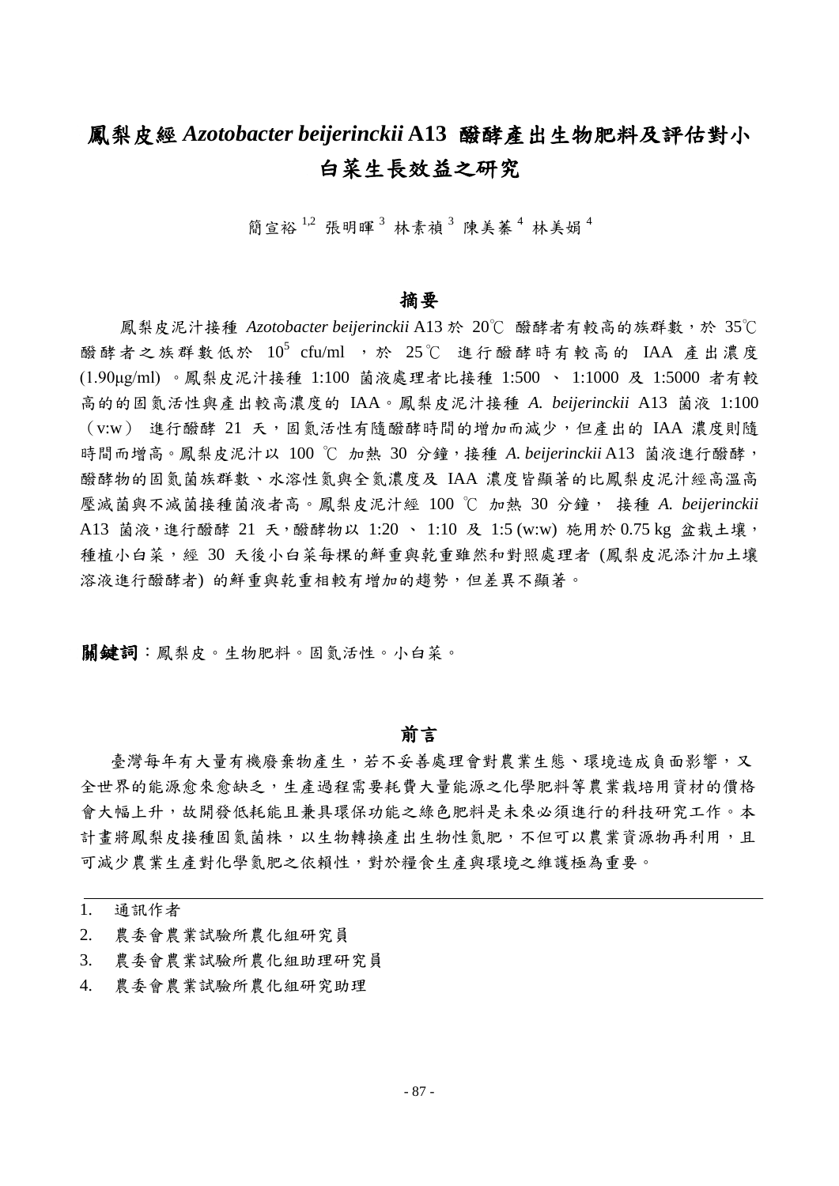# 鳳梨皮經 *Azotobacter beijerinckii* A13 醱酵產出生物肥料及評估對小白菜生長效益之研究

簡宣裕[1,2] 張明暉[3] 林素禎[3] 陳美蓁[4] 林美娟[4]

## 摘要

鳳梨皮泥汁接種 *Azotobacter beijerinckii* A13 於 20℃ 醱酵者有較高的族群數，於 35℃ 醱酵者之族群數低於 $10^5$ cfu/ml ，於 25℃ 進行醱酵時有較高的 IAA 產出濃度 (1.90μg/ml) 。鳳梨皮泥汁接種 1:100 菌液處理者比接種 1:500 、 1:1000 及 1:5000 者有較高的的固氮活性與產出較高濃度的 IAA。鳳梨皮泥汁接種 *A. beijerinckii* A13 菌液 1:100 （v:w） 進行醱酵 21 天，固氮活性有隨醱酵時間的增加而減少，但產出的 IAA 濃度則隨時間而增高。鳳梨皮泥汁以 100 ℃ 加熱 30 分鐘，接種 *A. beijerinckii* A13 菌液進行醱酵，醱酵物的固氮菌族群數、水溶性氮與全氮濃度及 IAA 濃度皆顯著的比鳳梨皮泥汁經高溫高壓滅菌與不滅菌接種菌液者高。鳳梨皮泥汁經 100 ℃ 加熱 30 分鐘， 接種 *A. beijerinckii* A13 菌液，進行醱酵 21 天，醱酵物以 1:20 、 1:10 及 1:5 (w:w) 施用於 0.75 kg 盆栽土壤，種植小白菜，經 30 天後小白菜每棵的鮮重與乾重雖然和對照處理者 (鳳梨皮泥添汁加土壤溶液進行醱酵者) 的鮮重與乾重相較有增加的趨勢，但差異不顯著。

**關鍵詞**：鳳梨皮。生物肥料。固氮活性。小白菜。

## 前言

臺灣每年有大量有機廢棄物產生，若不妥善處理會對農業生態、環境造成負面影響，又全世界的能源愈來愈缺乏，生產過程需要耗費大量能源之化學肥料等農業栽培用資材的價格會大幅上升，故開發低耗能且兼具環保功能之綠色肥料是未來必須進行的科技研究工作。本計畫將鳳梨皮接種固氮菌株，以生物轉換產出生物性氮肥，不但可以農業資源物再利用，且可減少農業生產對化學氮肥之依賴性，對於糧食生產與環境之維護極為重要。

---

1. 通訊作者
2. 農委會農業試驗所農化組研究員
3. 農委會農業試驗所農化組助理研究員
4. 農委會農業試驗所農化組研究助理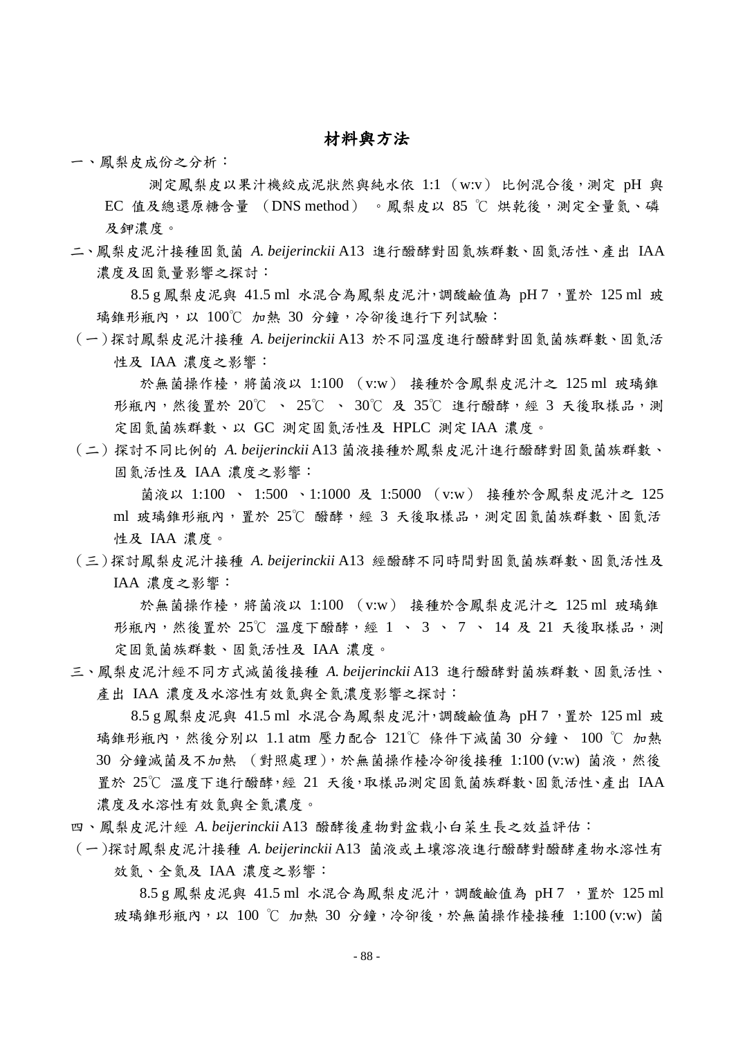## 材料與方法

一、鳳梨皮成份之分析：

測定鳳梨皮以果汁機絞成泥狀然與純水依 1:1（w:v）比例混合後，測定 pH 與 EC 值及總還原糖含量（DNS method）。鳳梨皮以 85 ℃ 烘乾後，測定全量氮、磷及鉀濃度。

二、鳳梨皮泥汁接種固氮菌 *A. beijerinckii* A13 進行醱酵對固氮族群數、固氮活性、產出 IAA 濃度及固氮量影響之探討：

8.5 g 鳳梨皮泥與 41.5 ml 水混合為鳳梨皮泥汁，調酸鹼值為 pH 7，置於 125 ml 玻璃錐形瓶內，以 100℃ 加熱 30 分鐘，冷卻後進行下列試驗：

（一）探討鳳梨皮泥汁接種 *A. beijerinckii* A13 於不同溫度進行醱酵對固氮菌族群數、固氮活性及 IAA 濃度之影響：

於無菌操作檯，將菌液以 1:100（v:w）接種於含鳳梨皮泥汁之 125 ml 玻璃錐形瓶內，然後置於 20℃、25℃、30℃ 及 35℃ 進行醱酵，經 3 天後取樣品，測定固氮菌族群數、以 GC 測定固氮活性及 HPLC 測定 IAA 濃度。

（二）探討不同比例的 *A. beijerinckii* A13 菌液接種於鳳梨皮泥汁進行醱酵對固氮菌族群數、固氮活性及 IAA 濃度之影響：

菌液以 1:100、1:500、1:1000 及 1:5000（v:w）接種於含鳳梨皮泥汁之 125 ml 玻璃錐形瓶內，置於 25℃ 醱酵，經 3 天後取樣品，測定固氮菌族群數、固氮活性及 IAA 濃度。

（三）探討鳳梨皮泥汁接種 *A. beijerinckii* A13 經醱酵不同時間對固氮菌族群數、固氮活性及 IAA 濃度之影響：

於無菌操作檯，將菌液以 1:100（v:w）接種於含鳳梨皮泥汁之 125 ml 玻璃錐形瓶內，然後置於 25℃ 溫度下醱酵，經 1、3、7、14 及 21 天後取樣品，測定固氮菌族群數、固氮活性及 IAA 濃度。

三、鳳梨皮泥汁經不同方式滅菌後接種 *A. beijerinckii* A13 進行醱酵對菌族群數、固氮活性、產出 IAA 濃度及水溶性有效氮與全氮濃度影響之探討：

8.5 g 鳳梨皮泥與 41.5 ml 水混合為鳳梨皮泥汁，調酸鹼值為 pH 7，置於 125 ml 玻璃錐形瓶內，然後分別以 1.1 atm 壓力配合 121℃ 條件下滅菌 30 分鐘、100 ℃ 加熱 30 分鐘滅菌及不加熱（對照處理），於無菌操作檯冷卻後接種 1:100 (v:w) 菌液，然後置於 25℃ 溫度下進行醱酵，經 21 天後，取樣品測定固氮菌族群數、固氮活性、產出 IAA 濃度及水溶性有效氮與全氮濃度。

四、鳳梨皮泥汁經 *A. beijerinckii* A13 醱酵後產物對盆栽小白菜生長之效益評估：

（一）探討鳳梨皮泥汁接種 *A. beijerinckii* A13 菌液或土壤溶液進行醱酵對醱酵產物水溶性有效氮、全氮及 IAA 濃度之影響：

8.5 g 鳳梨皮泥與 41.5 ml 水混合為鳳梨皮泥汁，調酸鹼值為 pH 7，置於 125 ml 玻璃錐形瓶內，以 100 ℃ 加熱 30 分鐘，冷卻後，於無菌操作檯接種 1:100 (v:w) 菌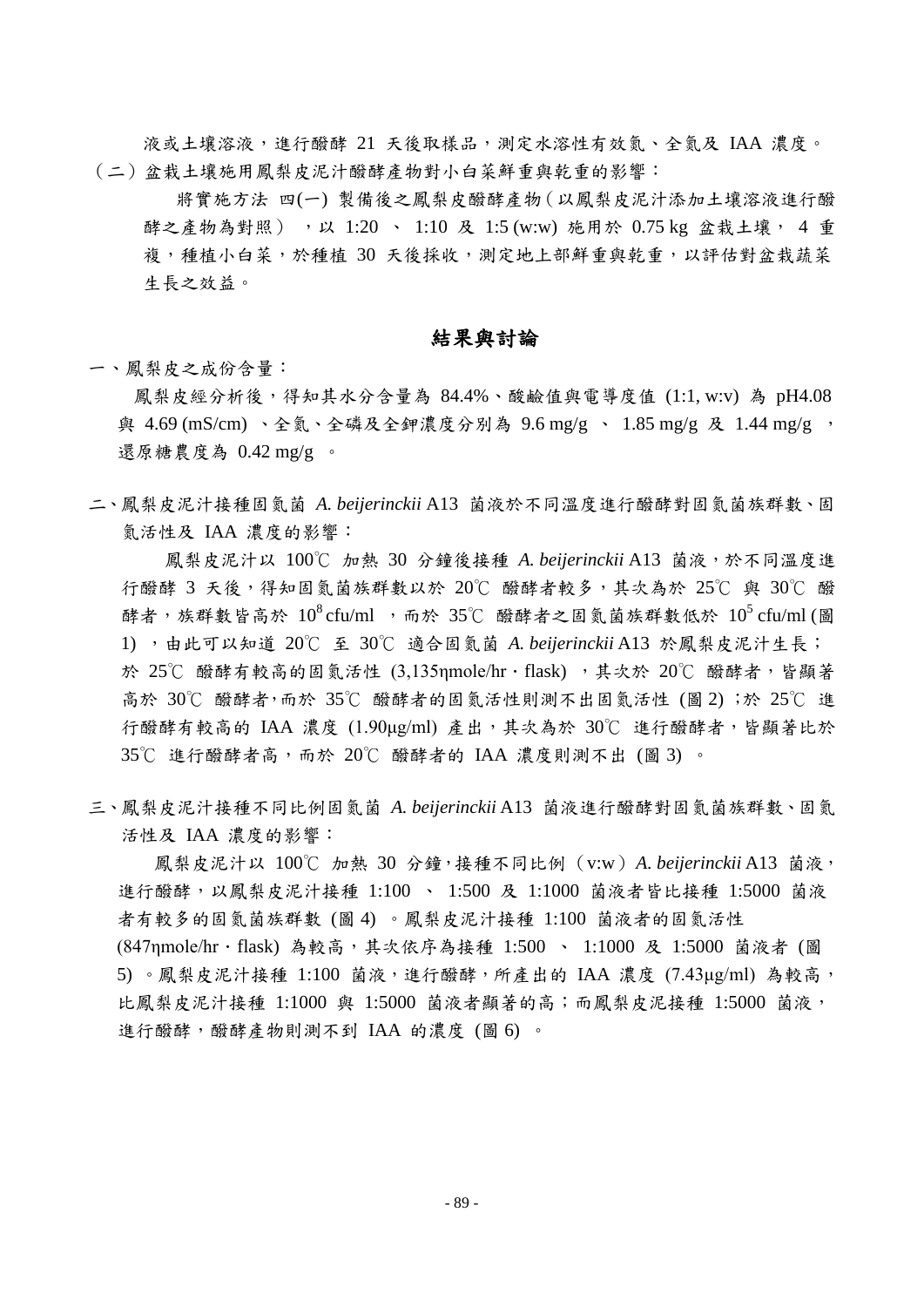液或土壤溶液，進行醱酵 21 天後取樣品，測定水溶性有效氮、全氮及 IAA 濃度。

（二）盆栽土壤施用鳳梨皮泥汁醱酵產物對小白菜鮮重與乾重的影響：

將實施方法 四(一) 製備後之鳳梨皮醱酵產物（以鳳梨皮泥汁添加土壤溶液進行醱酵之產物為對照），以 1:20 、 1:10 及 1:5 (w:w) 施用於 0.75 kg 盆栽土壤， 4 重複，種植小白菜，於種植 30 天後採收，測定地上部鮮重與乾重，以評估對盆栽蔬菜生長之效益。

## 結果與討論

一、鳳梨皮之成份含量：

鳳梨皮經分析後，得知其水分含量為 84.4%、酸鹼值與電導度值 (1:1, w:v) 為 pH4.08 與 4.69 (mS/cm) 、全氮、全磷及全鉀濃度分別為 9.6 mg/g 、 1.85 mg/g 及 1.44 mg/g ，還原糖農度為 0.42 mg/g 。

二、鳳梨皮泥汁接種固氮菌 *A. beijerinckii* A13 菌液於不同溫度進行醱酵對固氮菌族群數、固氮活性及 IAA 濃度的影響：

鳳梨皮泥汁以 100℃ 加熱 30 分鐘後接種 *A. beijerinckii* A13 菌液，於不同溫度進行醱酵 3 天後，得知固氮菌族群數以於 20℃ 醱酵者較多，其次為於 25℃ 與 30℃ 醱酵者，族群數皆高於 $10^8$ cfu/ml ，而於 35℃ 醱酵者之固氮菌族群數低於 $10^5$ cfu/ml (圖 1) ，由此可以知道 20℃ 至 30℃ 適合固氮菌 *A. beijerinckii* A13 於鳳梨皮泥汁生長；於 25℃ 醱酵有較高的固氮活性 (3,135ηmole/hr · flask) ，其次於 20℃ 醱酵者，皆顯著高於 30℃ 醱酵者，而於 35℃ 醱酵者的固氮活性則測不出固氮活性 (圖 2) ；於 25℃ 進行醱酵有較高的 IAA 濃度 (1.90μg/ml) 產出，其次為於 30℃ 進行醱酵者，皆顯著比於 35℃ 進行醱酵者高，而於 20℃ 醱酵者的 IAA 濃度則測不出 (圖 3) 。

三、鳳梨皮泥汁接種不同比例固氮菌 *A. beijerinckii* A13 菌液進行醱酵對固氮菌族群數、固氮活性及 IAA 濃度的影響：

鳳梨皮泥汁以 100℃ 加熱 30 分鐘，接種不同比例（v:w）*A. beijerinckii* A13 菌液，進行醱酵，以鳳梨皮泥汁接種 1:100 、 1:500 及 1:1000 菌液者皆比接種 1:5000 菌液者有較多的固氮菌族群數 (圖 4) 。鳳梨皮泥汁接種 1:100 菌液者的固氮活性 (847ηmole/hr · flask) 為較高，其次依序為接種 1:500 、 1:1000 及 1:5000 菌液者 (圖 5) 。鳳梨皮泥汁接種 1:100 菌液，進行醱酵，所產出的 IAA 濃度 (7.43μg/ml) 為較高，比鳳梨皮泥汁接種 1:1000 與 1:5000 菌液者顯著的高；而鳳梨皮泥接種 1:5000 菌液，進行醱酵，醱酵產物則測不到 IAA 的濃度 (圖 6) 。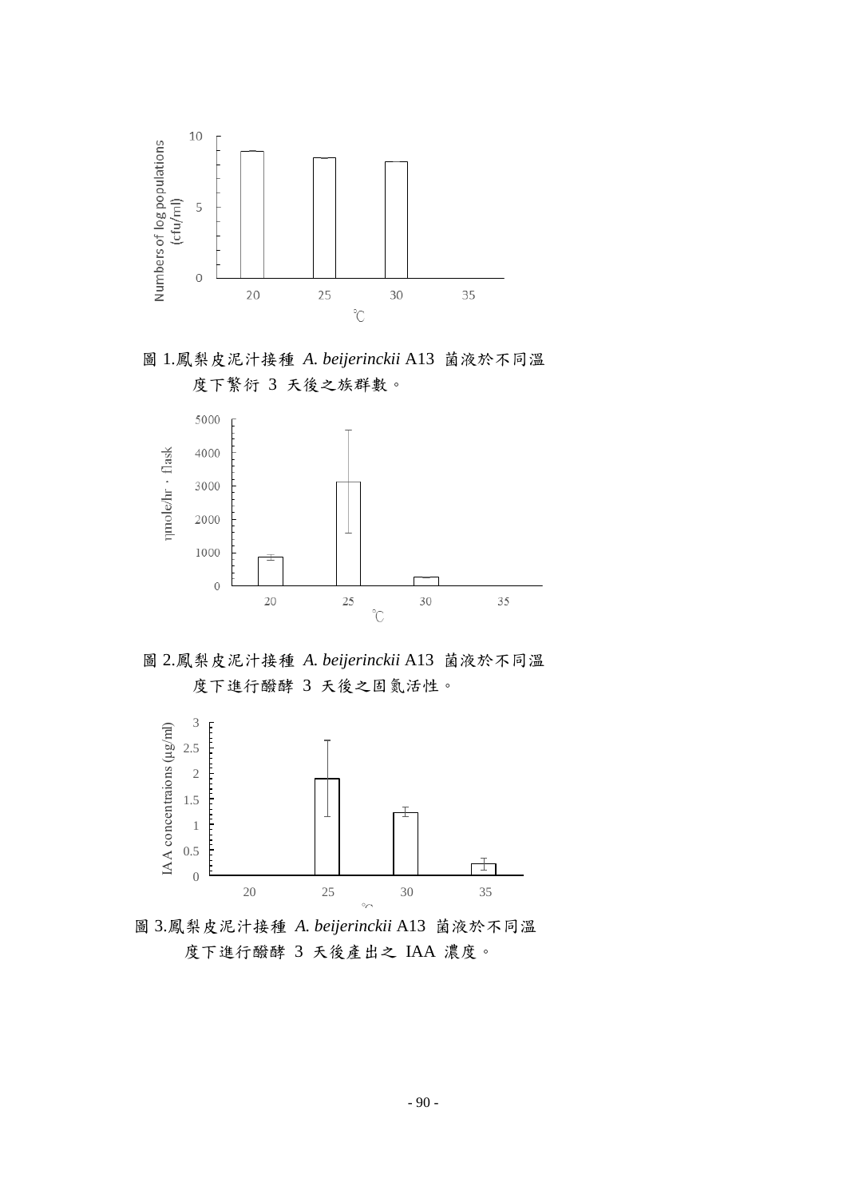圖 1.鳳梨皮泥汁接種 *A. beijerinckii* A13 菌液於不同溫度下繁衍 3 天後之族群數。

圖 2.鳳梨皮泥汁接種 *A. beijerinckii* A13 菌液於不同溫度下進行醱酵 3 天後之固氮活性。

圖 3.鳳梨皮泥汁接種 *A. beijerinckii* A13 菌液於不同溫度下進行醱酵 3 天後產出之 IAA 濃度。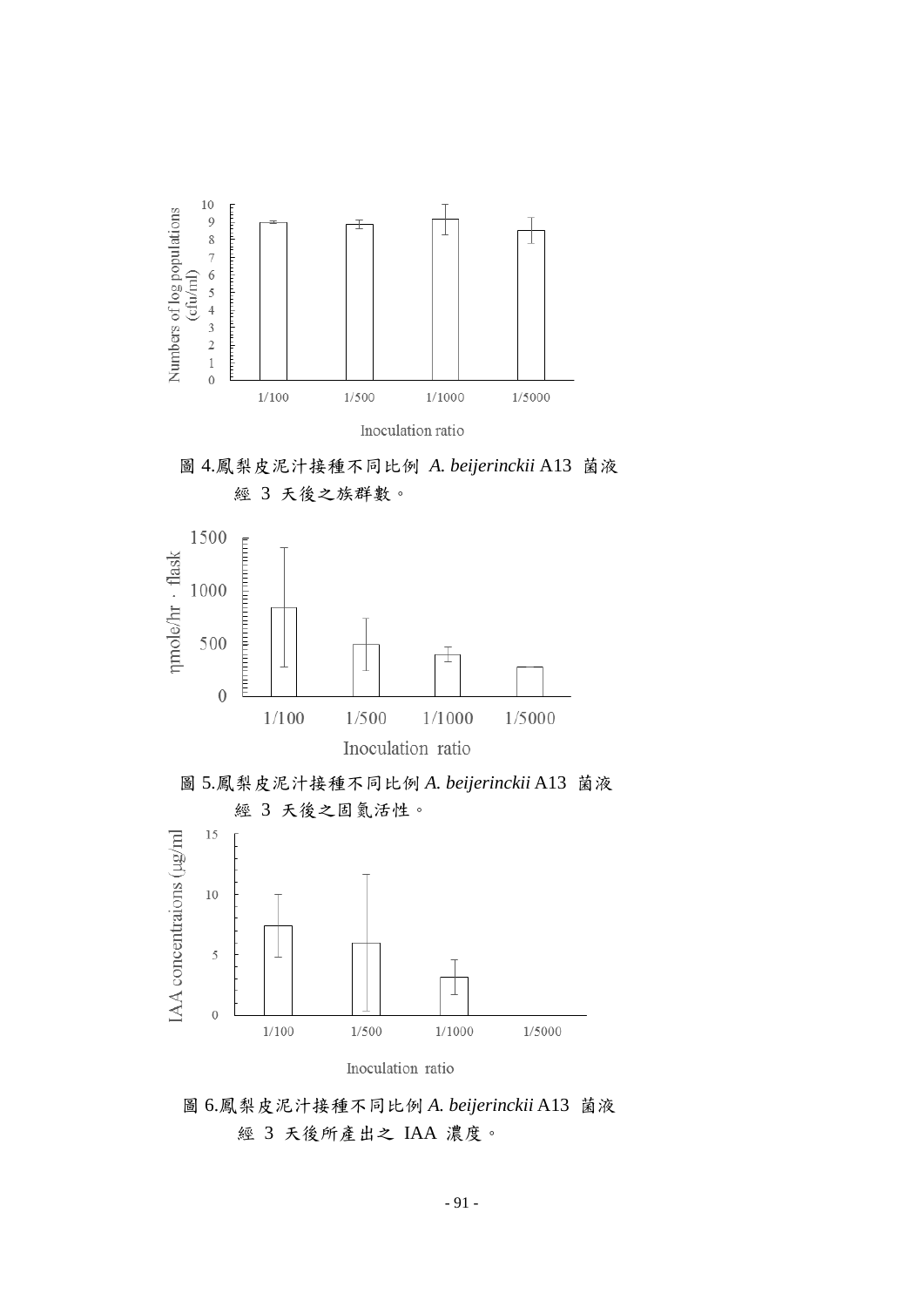圖 4.鳳梨皮泥汁接種不同比例 *A. beijerinckii* A13 菌液經 3 天後之族群數。

圖 5.鳳梨皮泥汁接種不同比例 *A. beijerinckii* A13 菌液經 3 天後之固氮活性。

圖 6.鳳梨皮泥汁接種不同比例 *A. beijerinckii* A13 菌液經 3 天後所產出之 IAA 濃度。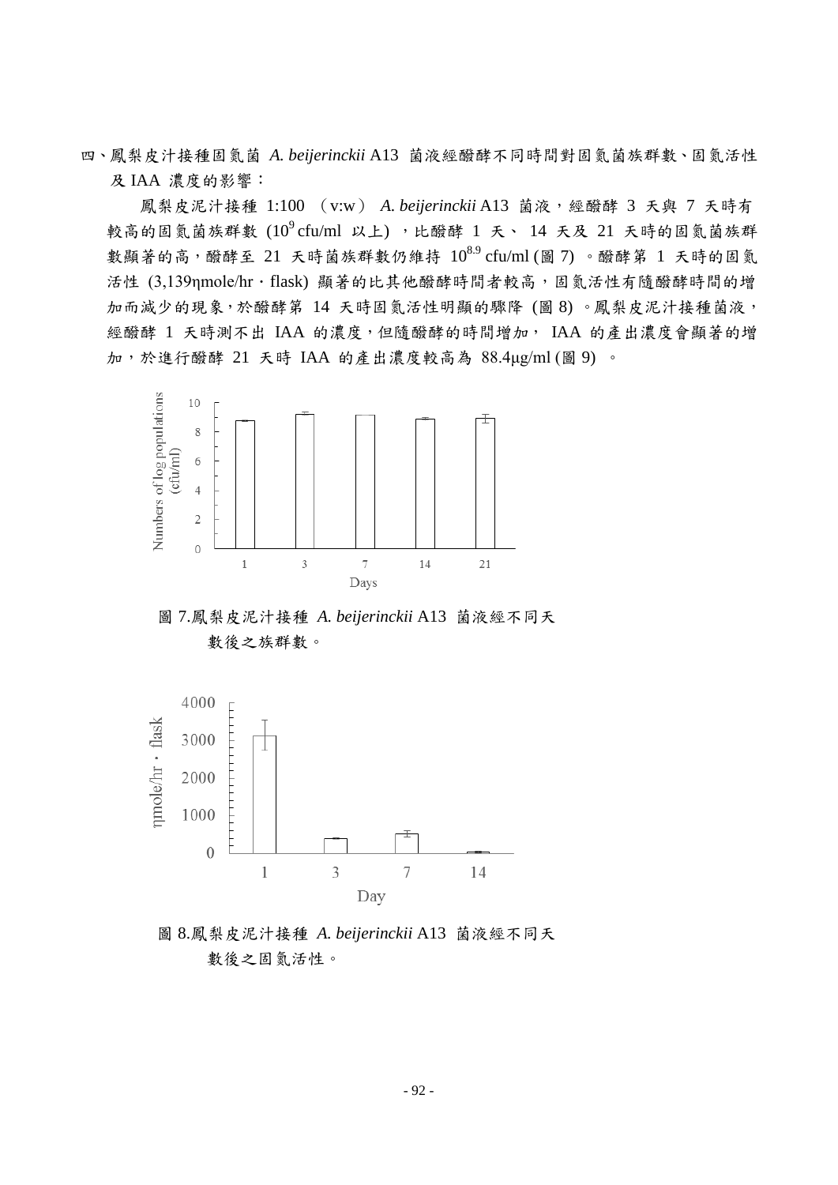四、鳳梨皮汁接種固氮菌 *A. beijerinckii* A13 菌液經醱酵不同時間對固氮菌族群數、固氮活性及 IAA 濃度的影響：

鳳梨皮泥汁接種 1:100 （v:w） *A. beijerinckii* A13 菌液，經醱酵 3 天與 7 天時有較高的固氮菌族群數 ($10^9$ cfu/ml 以上) ，比醱酵 1 天、 14 天及 21 天時的固氮菌族群數顯著的高，醱酵至 21 天時菌族群數仍維持 $10^{8.9}$ cfu/ml (圖 7) 。醱酵第 1 天時的固氮活性 (3,139ηmole/hr · flask) 顯著的比其他醱酵時間者較高，固氮活性有隨醱酵時間的增加而減少的現象，於醱酵第 14 天時固氮活性明顯的驟降 (圖 8) 。鳳梨皮泥汁接種菌液，經醱酵 1 天時測不出 IAA 的濃度，但隨醱酵的時間增加， IAA 的產出濃度會顯著的增加，於進行醱酵 21 天時 IAA 的產出濃度較高為 88.4μg/ml (圖 9) 。

圖 7.鳳梨皮泥汁接種 *A. beijerinckii* A13 菌液經不同天數後之族群數。

圖 8.鳳梨皮泥汁接種 *A. beijerinckii* A13 菌液經不同天數後之固氮活性。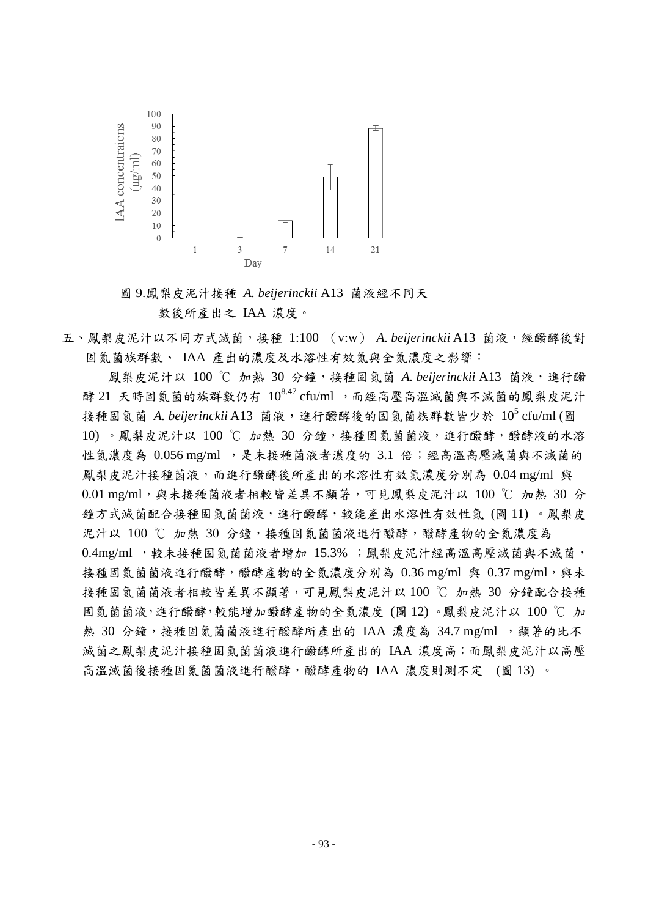圖 9.鳳梨皮泥汁接種 *A. beijerinckii* A13 菌液經不同天數後所產出之 IAA 濃度。

五、鳳梨皮泥汁以不同方式滅菌，接種 1:100 （v:w） *A. beijerinckii* A13 菌液，經醱酵後對固氮菌族群數、 IAA 產出的濃度及水溶性有效氮與全氮濃度之影響：

鳳梨皮泥汁以 100 ℃ 加熱 30 分鐘，接種固氮菌 *A. beijerinckii* A13 菌液，進行醱酵 21 天時固氮菌的族群數仍有 $10^{8.47}$ cfu/ml ，而經高壓高溫滅菌與不滅菌的鳳梨皮泥汁接種固氮菌 *A. beijerinckii* A13 菌液，進行醱酵後的固氮菌族群數皆少於 $10^5$ cfu/ml (圖 10) 。鳳梨皮泥汁以 100 ℃ 加熱 30 分鐘，接種固氮菌菌液，進行醱酵，醱酵液的水溶性氮濃度為 0.056 mg/ml ，是未接種菌液者濃度的 3.1 倍；經高溫高壓滅菌與不滅菌的鳳梨皮泥汁接種菌液，而進行醱酵後所產出的水溶性有效氮濃度分別為 0.04 mg/ml 與 0.01 mg/ml，與未接種菌液者相較皆差異不顯著，可見鳳梨皮泥汁以 100 ℃ 加熱 30 分鐘方式滅菌配合接種固氮菌菌液，進行醱酵，較能產出水溶性有效性氮 (圖 11) 。鳳梨皮泥汁以 100 ℃ 加熱 30 分鐘，接種固氮菌菌液進行醱酵，醱酵產物的全氮濃度為 0.4mg/ml ，較未接種固氮菌菌液者增加 15.3% ；鳳梨皮泥汁經高溫高壓滅菌與不滅菌，接種固氮菌菌液進行醱酵，醱酵產物的全氮濃度分別為 0.36 mg/ml 與 0.37 mg/ml，與未接種固氮菌菌液者相較皆差異不顯著，可見鳳梨皮泥汁以 100 ℃ 加熱 30 分鐘配合接種固氮菌菌液，進行醱酵，較能增加醱酵產物的全氮濃度 (圖 12) 。鳳梨皮泥汁以 100 ℃ 加熱 30 分鐘，接種固氮菌菌液進行醱酵所產出的 IAA 濃度為 34.7 mg/ml ，顯著的比不滅菌之鳳梨皮泥汁接種固氮菌菌液進行醱酵所產出的 IAA 濃度高；而鳳梨皮泥汁以高壓高溫滅菌後接種固氮菌菌液進行醱酵，醱酵產物的 IAA 濃度則測不定 (圖 13) 。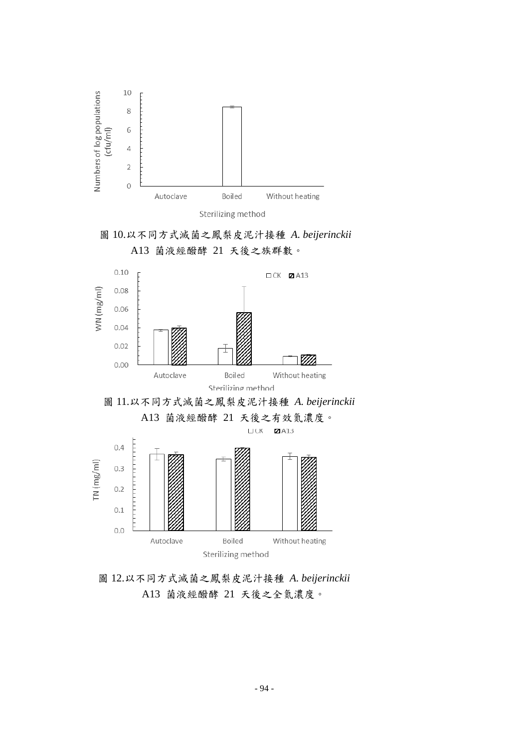圖 10.以不同方式滅菌之鳳梨皮泥汁接種 *A. beijerinckii* A13 菌液經醱酵 21 天後之族群數。

圖 11.以不同方式滅菌之鳳梨皮泥汁接種 *A. beijerinckii* A13 菌液經醱酵 21 天後之有效氮濃度。

圖 12.以不同方式滅菌之鳳梨皮泥汁接種 *A. beijerinckii* A13 菌液經醱酵 21 天後之全氮濃度。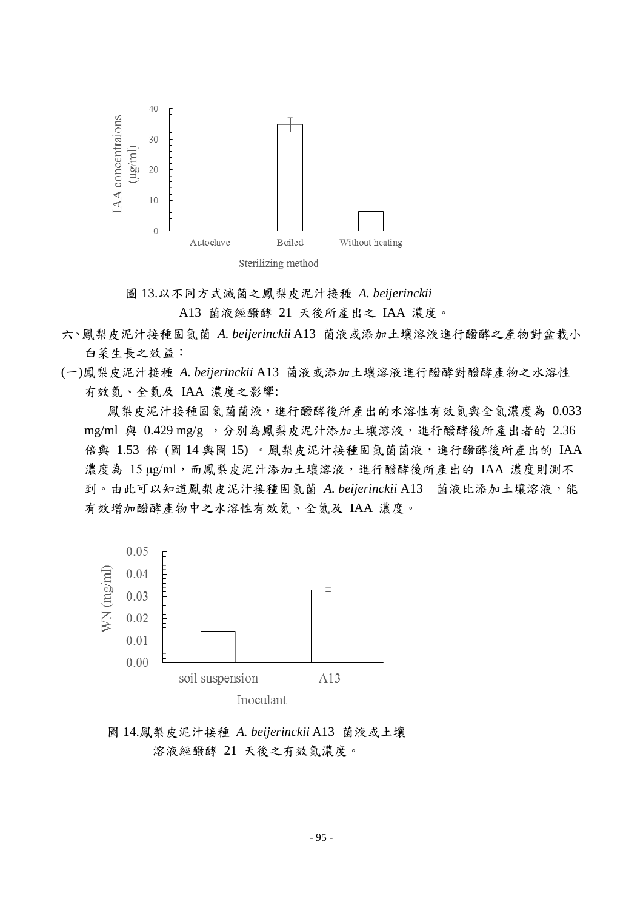圖 13.以不同方式滅菌之鳳梨皮泥汁接種 *A. beijerinckii* A13 菌液經醱酵 21 天後所產出之 IAA 濃度。

六、鳳梨皮泥汁接種固氮菌 *A. beijerinckii* A13 菌液或添加土壤溶液進行醱酵之產物對盆栽小白菜生長之效益：

(一)鳳梨皮泥汁接種 *A. beijerinckii* A13 菌液或添加土壤溶液進行醱酵對醱酵產物之水溶性有效氮、全氮及 IAA 濃度之影響:

鳳梨皮泥汁接種固氮菌菌液，進行醱酵後所產出的水溶性有效氮與全氮濃度為 0.033 mg/ml 與 0.429 mg/g ，分別為鳳梨皮泥汁添加土壤溶液，進行醱酵後所產出者的 2.36 倍與 1.53 倍 (圖 14 與圖 15) 。鳳梨皮泥汁接種固氮菌菌液，進行醱酵後所產出的 IAA 濃度為 15 μg/ml，而鳳梨皮泥汁添加土壤溶液，進行醱酵後所產出的 IAA 濃度則測不到。由此可以知道鳳梨皮泥汁接種固氮菌 *A. beijerinckii* A13 菌液比添加土壤溶液，能有效增加醱酵產物中之水溶性有效氮、全氮及 IAA 濃度。

圖 14.鳳梨皮泥汁接種 *A. beijerinckii* A13 菌液或土壤溶液經醱酵 21 天後之有效氮濃度。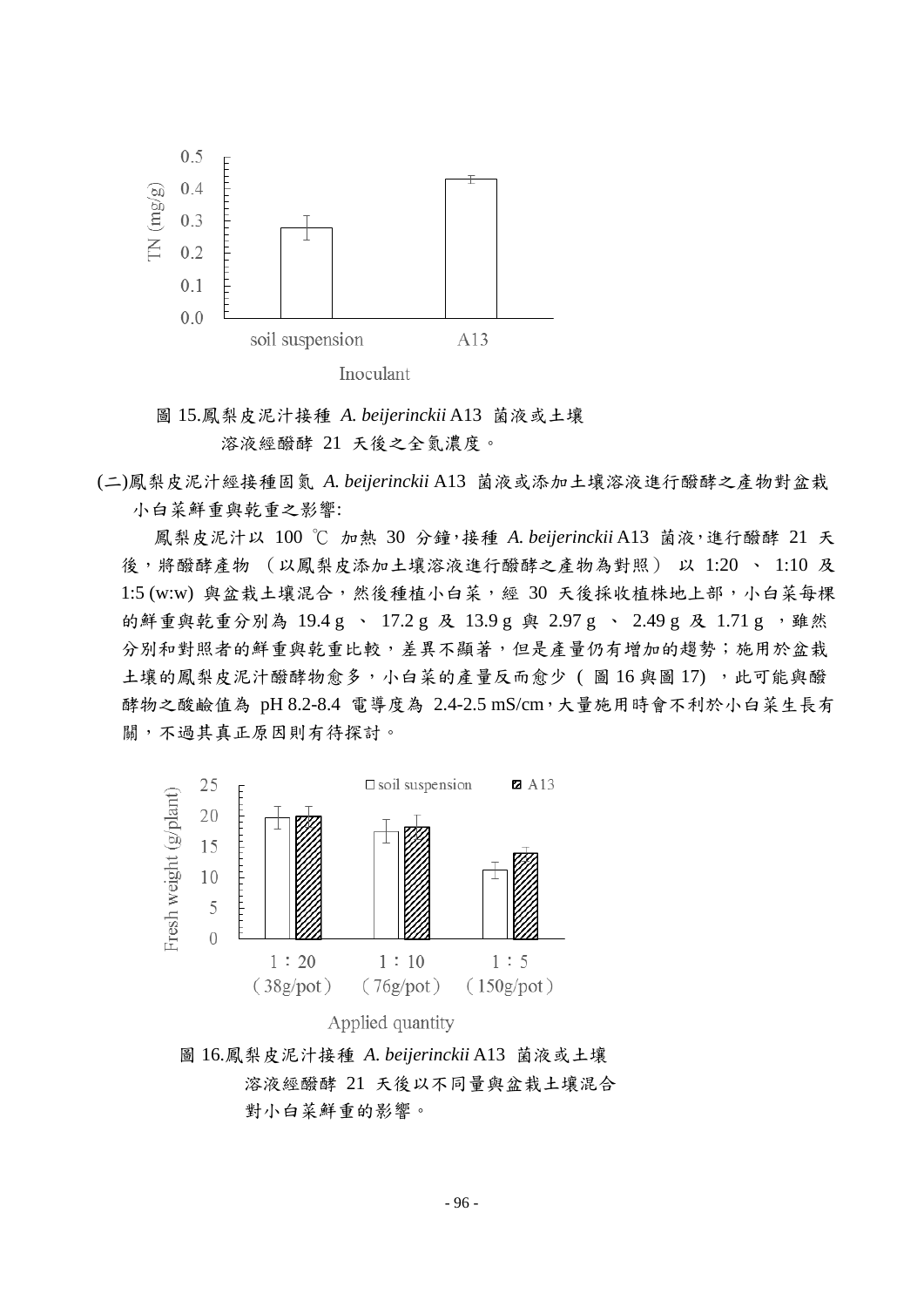圖 15.鳳梨皮泥汁接種 *A. beijerinckii* A13 菌液或土壤溶液經醱酵 21 天後之全氮濃度。

(二)鳳梨皮泥汁經接種固氮 *A. beijerinckii* A13 菌液或添加土壤溶液進行醱酵之產物對盆栽小白菜鮮重與乾重之影響:

鳳梨皮泥汁以 100 ℃ 加熱 30 分鐘，接種 *A. beijerinckii* A13 菌液，進行醱酵 21 天後，將醱酵產物 （以鳳梨皮添加土壤溶液進行醱酵之產物為對照） 以 1:20 、 1:10 及 1:5 (w:w) 與盆栽土壤混合，然後種植小白菜，經 30 天後採收植株地上部，小白菜每棵的鮮重與乾重分別為 19.4 g 、 17.2 g 及 13.9 g 與 2.97 g 、 2.49 g 及 1.71 g ，雖然分別和對照者的鮮重與乾重比較，差異不顯著，但是產量仍有增加的趨勢；施用於盆栽土壤的鳳梨皮泥汁醱酵物愈多，小白菜的產量反而愈少 ( 圖 16 與圖 17) ，此可能與醱酵物之酸鹼值為 pH 8.2-8.4 電導度為 2.4-2.5 mS/cm，大量施用時會不利於小白菜生長有關，不過其真正原因則有待探討。

圖 16.鳳梨皮泥汁接種 *A. beijerinckii* A13 菌液或土壤溶液經醱酵 21 天後以不同量與盆栽土壤混合對小白菜鮮重的影響。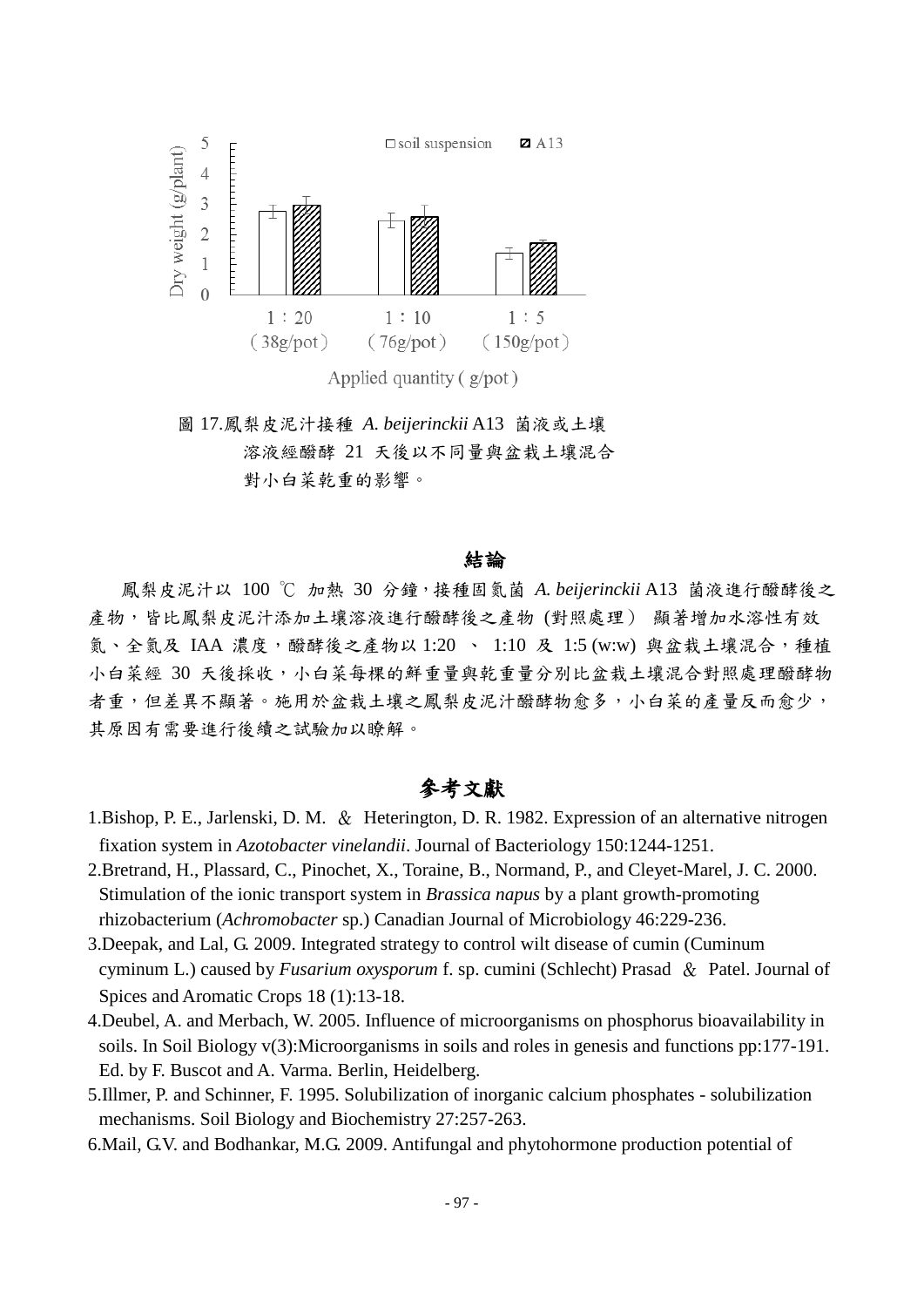圖 17.鳳梨皮泥汁接種 *A. beijerinckii* A13 菌液或土壤溶液經醱酵 21 天後以不同量與盆栽土壤混合對小白菜乾重的影響。

## 結論

鳳梨皮泥汁以 100 ℃ 加熱 30 分鐘，接種固氮菌 *A. beijerinckii* A13 菌液進行醱酵後之產物，皆比鳳梨皮泥汁添加土壤溶液進行醱酵後之產物 (對照處理) 顯著增加水溶性有效氮、全氮及 IAA 濃度，醱酵後之產物以 1:20 、 1:10 及 1:5 (w:w) 與盆栽土壤混合，種植小白菜經 30 天後採收，小白菜每棵的鮮重量與乾重量分別比盆栽土壤混合對照處理醱酵物者重，但差異不顯著。施用於盆栽土壤之鳳梨皮泥汁醱酵物愈多，小白菜的產量反而愈少，其原因有需要進行後續之試驗加以瞭解。

## 參考文獻

1.Bishop, P. E., Jarlenski, D. M. ＆ Heterington, D. R. 1982. Expression of an alternative nitrogen fixation system in *Azotobacter vinelandii*. Journal of Bacteriology 150:1244-1251.

2.Bretrand, H., Plassard, C., Pinochet, X., Toraine, B., Normand, P., and Cleyet-Marel, J. C. 2000. Stimulation of the ionic transport system in *Brassica napus* by a plant growth-promoting rhizobacterium (*Achromobacter* sp.) Canadian Journal of Microbiology 46:229-236.

3.Deepak, and Lal, G. 2009. Integrated strategy to control wilt disease of cumin (Cuminum cyminum L.) caused by *Fusarium oxysporum* f. sp. cumini (Schlecht) Prasad ＆ Patel. Journal of Spices and Aromatic Crops 18 (1):13-18.

4.Deubel, A. and Merbach, W. 2005. Influence of microorganisms on phosphorus bioavailability in soils. In Soil Biology v(3):Microorganisms in soils and roles in genesis and functions pp:177-191. Ed. by F. Buscot and A. Varma. Berlin, Heidelberg.

5.Illmer, P. and Schinner, F. 1995. Solubilization of inorganic calcium phosphates - solubilization mechanisms. Soil Biology and Biochemistry 27:257-263.

6.Mail, G.V. and Bodhankar, M.G. 2009. Antifungal and phytohormone production potential of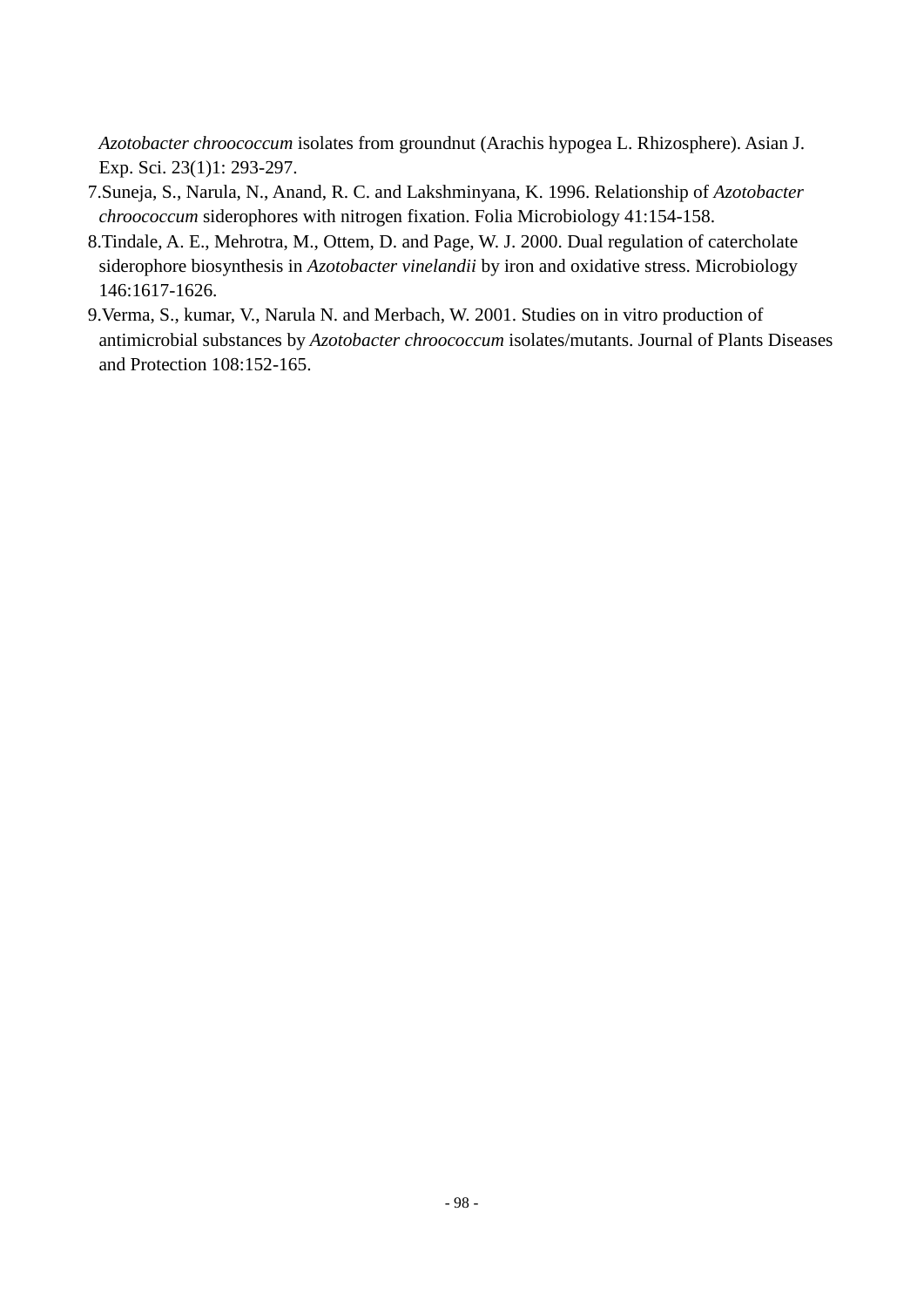*Azotobacter chroococcum* isolates from groundnut (Arachis hypogea L. Rhizosphere). Asian J. Exp. Sci. 23(1)1: 293-297.

7. Suneja, S., Narula, N., Anand, R. C. and Lakshminyana, K. 1996. Relationship of *Azotobacter chroococcum* siderophores with nitrogen fixation. Folia Microbiology 41:154-158.
8. Tindale, A. E., Mehrotra, M., Ottem, D. and Page, W. J. 2000. Dual regulation of catercholate siderophore biosynthesis in *Azotobacter vinelandii* by iron and oxidative stress. Microbiology 146:1617-1626.
9. Verma, S., kumar, V., Narula N. and Merbach, W. 2001. Studies on in vitro production of antimicrobial substances by *Azotobacter chroococcum* isolates/mutants. Journal of Plants Diseases and Protection 108:152-165.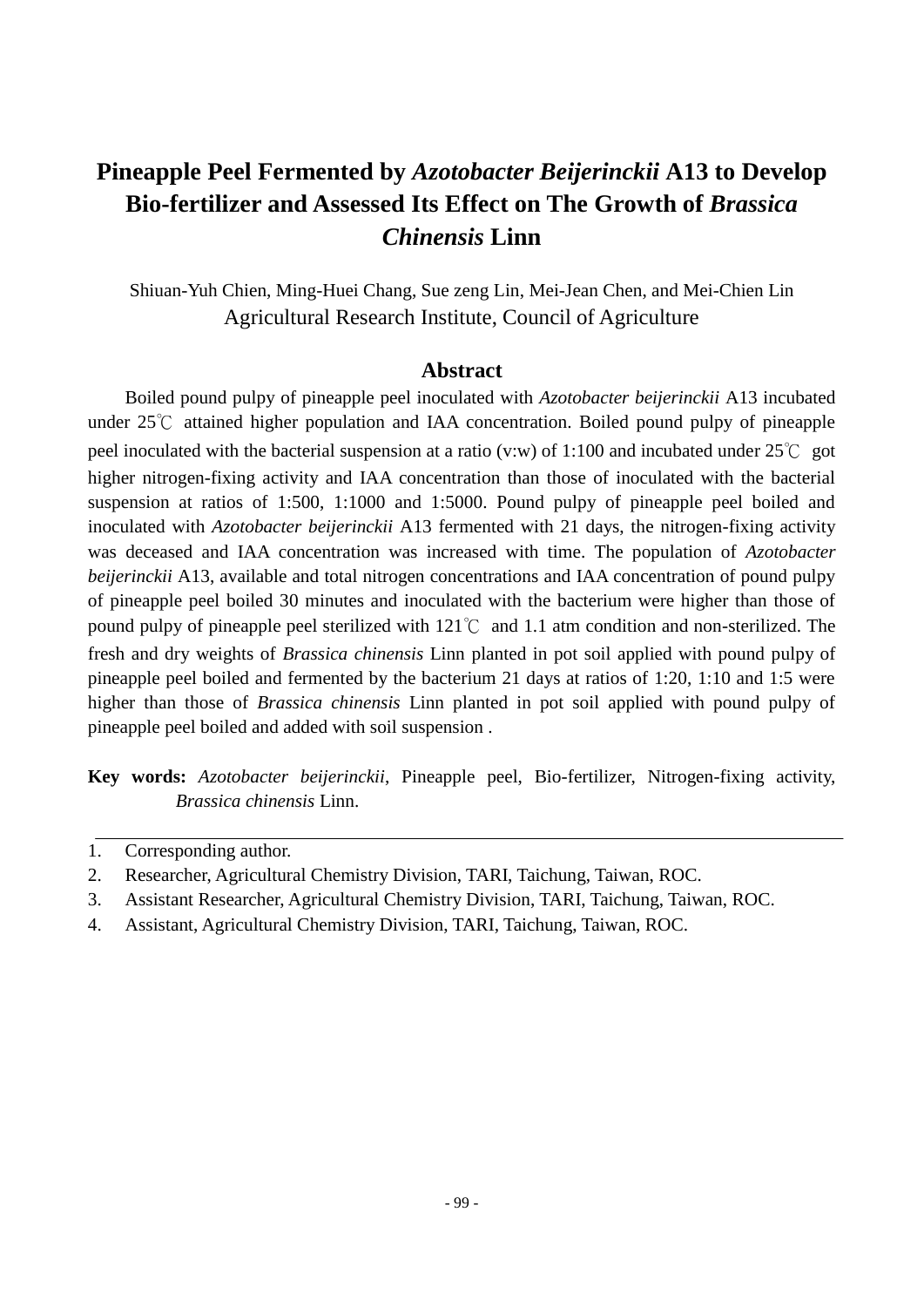# Pineapple Peel Fermented by *Azotobacter Beijerinckii* A13 to Develop Bio-fertilizer and Assessed Its Effect on The Growth of *Brassica Chinensis* Linn

Shiuan-Yuh Chien, Ming-Huei Chang, Sue zeng Lin, Mei-Jean Chen, and Mei-Chien Lin

Agricultural Research Institute, Council of Agriculture

## Abstract

Boiled pound pulpy of pineapple peel inoculated with *Azotobacter beijerinckii* A13 incubated under 25℃ attained higher population and IAA concentration. Boiled pound pulpy of pineapple peel inoculated with the bacterial suspension at a ratio (v:w) of 1:100 and incubated under 25℃ got higher nitrogen-fixing activity and IAA concentration than those of inoculated with the bacterial suspension at ratios of 1:500, 1:1000 and 1:5000. Pound pulpy of pineapple peel boiled and inoculated with *Azotobacter beijerinckii* A13 fermented with 21 days, the nitrogen-fixing activity was deceased and IAA concentration was increased with time. The population of *Azotobacter beijerinckii* A13, available and total nitrogen concentrations and IAA concentration of pound pulpy of pineapple peel boiled 30 minutes and inoculated with the bacterium were higher than those of pound pulpy of pineapple peel sterilized with 121℃ and 1.1 atm condition and non-sterilized. The fresh and dry weights of *Brassica chinensis* Linn planted in pot soil applied with pound pulpy of pineapple peel boiled and fermented by the bacterium 21 days at ratios of 1:20, 1:10 and 1:5 were higher than those of *Brassica chinensis* Linn planted in pot soil applied with pound pulpy of pineapple peel boiled and added with soil suspension .

**Key words:** *Azotobacter beijerinckii*, Pineapple peel, Bio-fertilizer, Nitrogen-fixing activity, *Brassica chinensis* Linn.

---

1. Corresponding author.
2. Researcher, Agricultural Chemistry Division, TARI, Taichung, Taiwan, ROC.
3. Assistant Researcher, Agricultural Chemistry Division, TARI, Taichung, Taiwan, ROC.
4. Assistant, Agricultural Chemistry Division, TARI, Taichung, Taiwan, ROC.